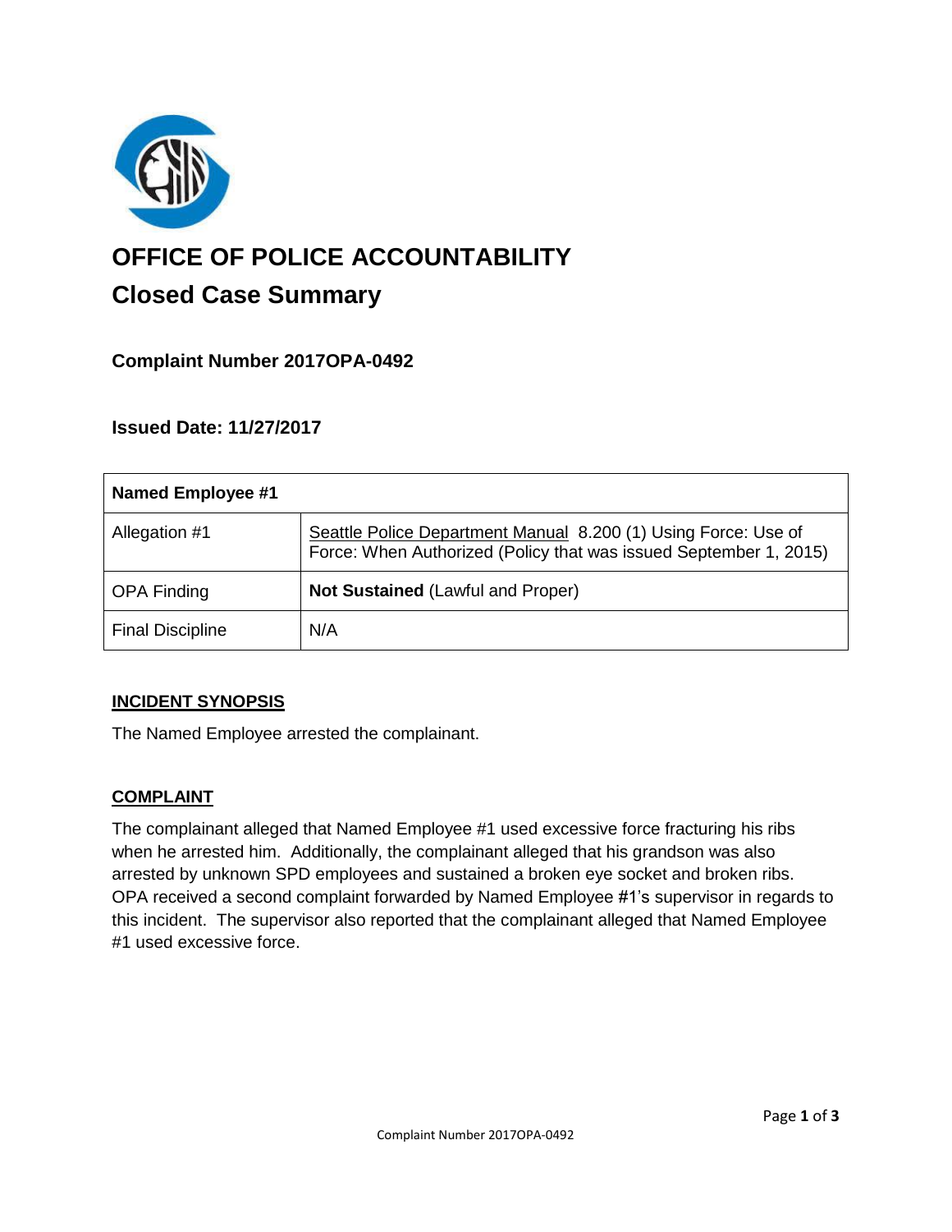# OFFICE OF POLICE ACCOUNTABILITY

## Closed Case Summary

### Complaint Number 2017OPA-0492

### Issued Date: 11/27/2017

| Named Employee #1 | |
|---|---|
| Allegation #1 | Seattle Police Department Manual 8.200 (1) Using Force: Use of Force: When Authorized (Policy that was issued September 1, 2015) |
| OPA Finding | **Not Sustained** (Lawful and Proper) |
| Final Discipline | N/A |

### INCIDENT SYNOPSIS

The Named Employee arrested the complainant.

### COMPLAINT

The complainant alleged that Named Employee #1 used excessive force fracturing his ribs when he arrested him. Additionally, the complainant alleged that his grandson was also arrested by unknown SPD employees and sustained a broken eye socket and broken ribs. OPA received a second complaint forwarded by Named Employee #1's supervisor in regards to this incident. The supervisor also reported that the complainant alleged that Named Employee #1 used excessive force.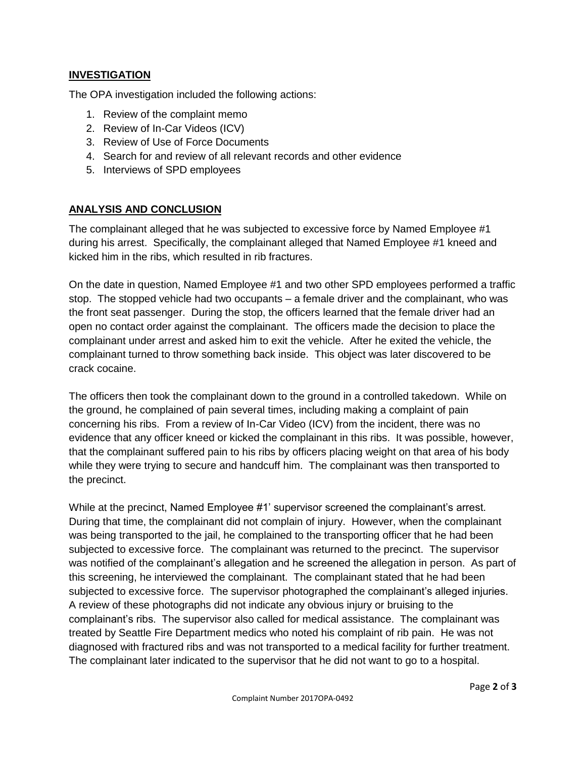## INVESTIGATION

The OPA investigation included the following actions:

1. Review of the complaint memo
2. Review of In-Car Videos (ICV)
3. Review of Use of Force Documents
4. Search for and review of all relevant records and other evidence
5. Interviews of SPD employees

## ANALYSIS AND CONCLUSION

The complainant alleged that he was subjected to excessive force by Named Employee #1 during his arrest. Specifically, the complainant alleged that Named Employee #1 kneed and kicked him in the ribs, which resulted in rib fractures.

On the date in question, Named Employee #1 and two other SPD employees performed a traffic stop. The stopped vehicle had two occupants – a female driver and the complainant, who was the front seat passenger. During the stop, the officers learned that the female driver had an open no contact order against the complainant. The officers made the decision to place the complainant under arrest and asked him to exit the vehicle. After he exited the vehicle, the complainant turned to throw something back inside. This object was later discovered to be crack cocaine.

The officers then took the complainant down to the ground in a controlled takedown. While on the ground, he complained of pain several times, including making a complaint of pain concerning his ribs. From a review of In-Car Video (ICV) from the incident, there was no evidence that any officer kneed or kicked the complainant in this ribs. It was possible, however, that the complainant suffered pain to his ribs by officers placing weight on that area of his body while they were trying to secure and handcuff him. The complainant was then transported to the precinct.

While at the precinct, Named Employee #1' supervisor screened the complainant's arrest. During that time, the complainant did not complain of injury. However, when the complainant was being transported to the jail, he complained to the transporting officer that he had been subjected to excessive force. The complainant was returned to the precinct. The supervisor was notified of the complainant's allegation and he screened the allegation in person. As part of this screening, he interviewed the complainant. The complainant stated that he had been subjected to excessive force. The supervisor photographed the complainant's alleged injuries. A review of these photographs did not indicate any obvious injury or bruising to the complainant's ribs. The supervisor also called for medical assistance. The complainant was treated by Seattle Fire Department medics who noted his complaint of rib pain. He was not diagnosed with fractured ribs and was not transported to a medical facility for further treatment. The complainant later indicated to the supervisor that he did not want to go to a hospital.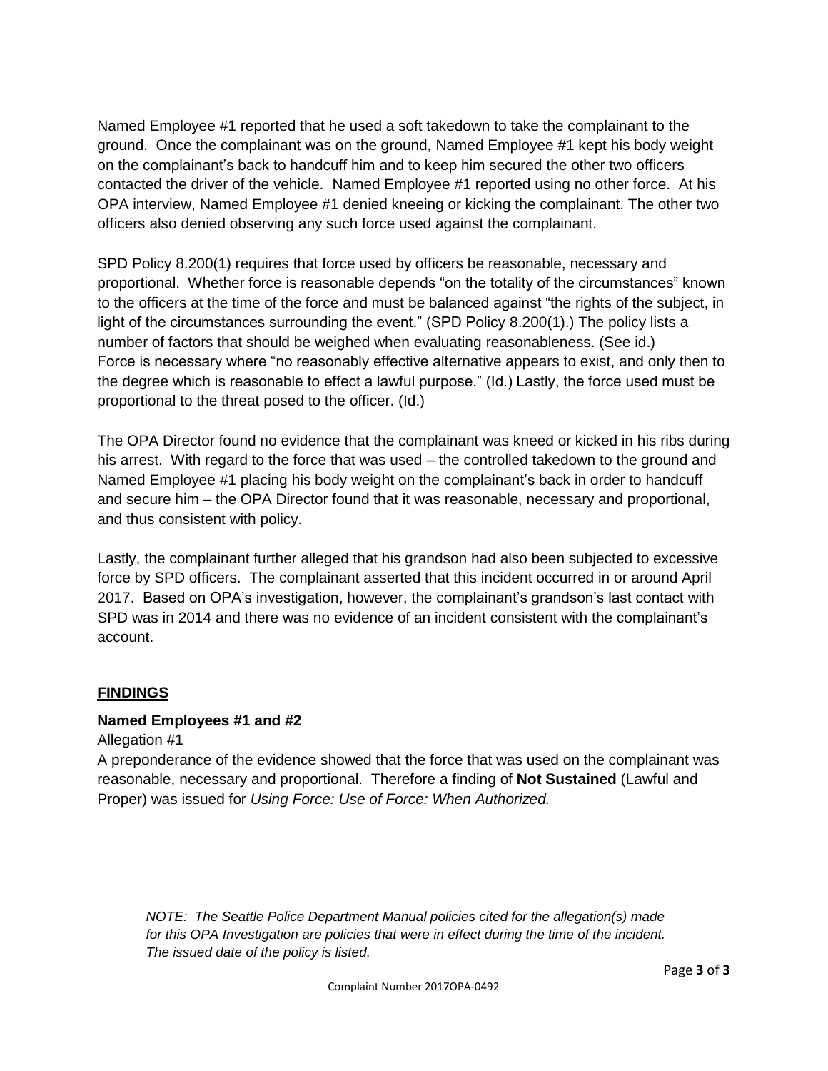Named Employee #1 reported that he used a soft takedown to take the complainant to the ground. Once the complainant was on the ground, Named Employee #1 kept his body weight on the complainant's back to handcuff him and to keep him secured the other two officers contacted the driver of the vehicle. Named Employee #1 reported using no other force. At his OPA interview, Named Employee #1 denied kneeing or kicking the complainant. The other two officers also denied observing any such force used against the complainant.

SPD Policy 8.200(1) requires that force used by officers be reasonable, necessary and proportional. Whether force is reasonable depends "on the totality of the circumstances" known to the officers at the time of the force and must be balanced against "the rights of the subject, in light of the circumstances surrounding the event." (SPD Policy 8.200(1).) The policy lists a number of factors that should be weighed when evaluating reasonableness. (See id.) Force is necessary where "no reasonably effective alternative appears to exist, and only then to the degree which is reasonable to effect a lawful purpose." (Id.) Lastly, the force used must be proportional to the threat posed to the officer. (Id.)

The OPA Director found no evidence that the complainant was kneed or kicked in his ribs during his arrest. With regard to the force that was used – the controlled takedown to the ground and Named Employee #1 placing his body weight on the complainant's back in order to handcuff and secure him – the OPA Director found that it was reasonable, necessary and proportional, and thus consistent with policy.

Lastly, the complainant further alleged that his grandson had also been subjected to excessive force by SPD officers. The complainant asserted that this incident occurred in or around April 2017. Based on OPA's investigation, however, the complainant's grandson's last contact with SPD was in 2014 and there was no evidence of an incident consistent with the complainant's account.

## FINDINGS

**Named Employees #1 and #2**

Allegation #1

A preponderance of the evidence showed that the force that was used on the complainant was reasonable, necessary and proportional. Therefore a finding of **Not Sustained** (Lawful and Proper) was issued for *Using Force: Use of Force: When Authorized.*

*NOTE: The Seattle Police Department Manual policies cited for the allegation(s) made for this OPA Investigation are policies that were in effect during the time of the incident. The issued date of the policy is listed.*

Complaint Number 2017OPA-0492